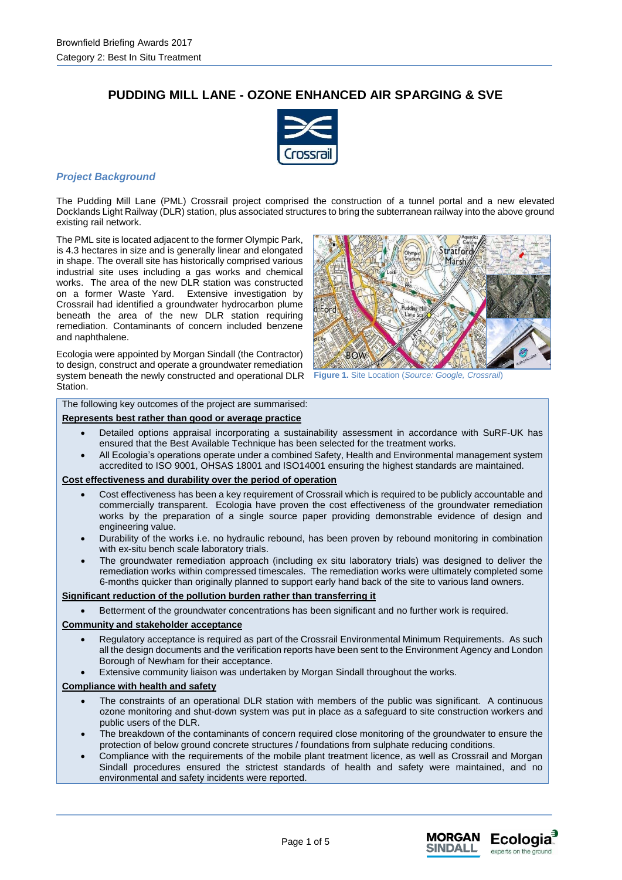Brownfield Briefing Awards 2017
Category 2: Best In Situ Treatment

# PUDDING MILL LANE - OZONE ENHANCED AIR SPARGING & SVE

## *Project Background*

The Pudding Mill Lane (PML) Crossrail project comprised the construction of a tunnel portal and a new elevated Docklands Light Railway (DLR) station, plus associated structures to bring the subterranean railway into the above ground existing rail network.

The PML site is located adjacent to the former Olympic Park, is 4.3 hectares in size and is generally linear and elongated in shape. The overall site has historically comprised various industrial site uses including a gas works and chemical works. The area of the new DLR station was constructed on a former Waste Yard. Extensive investigation by Crossrail had identified a groundwater hydrocarbon plume beneath the area of the new DLR station requiring remediation. Contaminants of concern included benzene and naphthalene.

Ecologia were appointed by Morgan Sindall (the Contractor) to design, construct and operate a groundwater remediation system beneath the newly constructed and operational DLR Station.

**Figure 1.** Site Location (*Source: Google, Crossrail*)

The following key outcomes of the project are summarised:

**Represents best rather than good or average practice**

- Detailed options appraisal incorporating a sustainability assessment in accordance with SuRF-UK has ensured that the Best Available Technique has been selected for the treatment works.
- All Ecologia's operations operate under a combined Safety, Health and Environmental management system accredited to ISO 9001, OHSAS 18001 and ISO14001 ensuring the highest standards are maintained.

**Cost effectiveness and durability over the period of operation**

- Cost effectiveness has been a key requirement of Crossrail which is required to be publicly accountable and commercially transparent. Ecologia have proven the cost effectiveness of the groundwater remediation works by the preparation of a single source paper providing demonstrable evidence of design and engineering value.
- Durability of the works i.e. no hydraulic rebound, has been proven by rebound monitoring in combination with ex-situ bench scale laboratory trials.
- The groundwater remediation approach (including ex situ laboratory trials) was designed to deliver the remediation works within compressed timescales. The remediation works were ultimately completed some 6-months quicker than originally planned to support early hand back of the site to various land owners.

**Significant reduction of the pollution burden rather than transferring it**

- Betterment of the groundwater concentrations has been significant and no further work is required.

**Community and stakeholder acceptance**

- Regulatory acceptance is required as part of the Crossrail Environmental Minimum Requirements. As such all the design documents and the verification reports have been sent to the Environment Agency and London Borough of Newham for their acceptance.
- Extensive community liaison was undertaken by Morgan Sindall throughout the works.

**Compliance with health and safety**

- The constraints of an operational DLR station with members of the public was significant. A continuous ozone monitoring and shut-down system was put in place as a safeguard to site construction workers and public users of the DLR.
- The breakdown of the contaminants of concern required close monitoring of the groundwater to ensure the protection of below ground concrete structures / foundations from sulphate reducing conditions.
- Compliance with the requirements of the mobile plant treatment licence, as well as Crossrail and Morgan Sindall procedures ensured the strictest standards of health and safety were maintained, and no environmental and safety incidents were reported.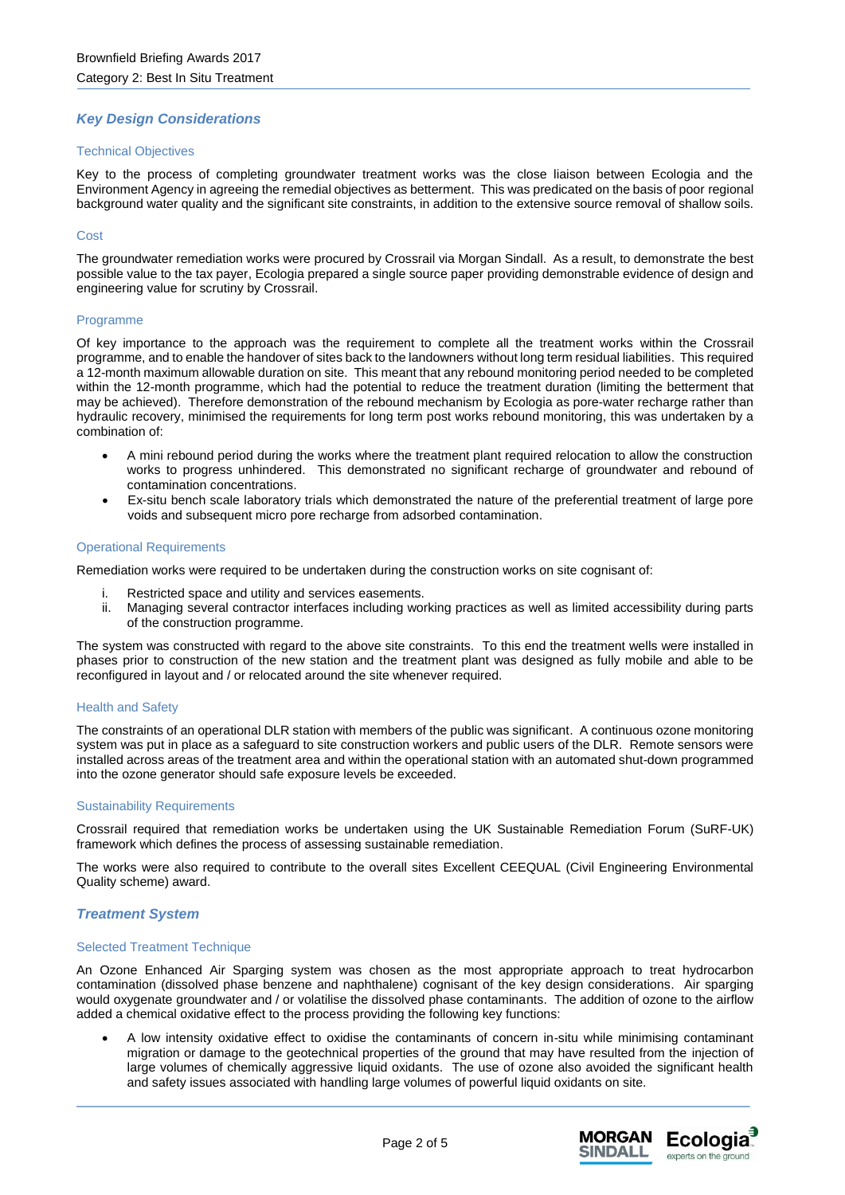## Key Design Considerations

### Technical Objectives

Key to the process of completing groundwater treatment works was the close liaison between Ecologia and the Environment Agency in agreeing the remedial objectives as betterment. This was predicated on the basis of poor regional background water quality and the significant site constraints, in addition to the extensive source removal of shallow soils.

### Cost

The groundwater remediation works were procured by Crossrail via Morgan Sindall. As a result, to demonstrate the best possible value to the tax payer, Ecologia prepared a single source paper providing demonstrable evidence of design and engineering value for scrutiny by Crossrail.

### Programme

Of key importance to the approach was the requirement to complete all the treatment works within the Crossrail programme, and to enable the handover of sites back to the landowners without long term residual liabilities. This required a 12-month maximum allowable duration on site. This meant that any rebound monitoring period needed to be completed within the 12-month programme, which had the potential to reduce the treatment duration (limiting the betterment that may be achieved). Therefore demonstration of the rebound mechanism by Ecologia as pore-water recharge rather than hydraulic recovery, minimised the requirements for long term post works rebound monitoring, this was undertaken by a combination of:

- A mini rebound period during the works where the treatment plant required relocation to allow the construction works to progress unhindered. This demonstrated no significant recharge of groundwater and rebound of contamination concentrations.
- Ex-situ bench scale laboratory trials which demonstrated the nature of the preferential treatment of large pore voids and subsequent micro pore recharge from adsorbed contamination.

### Operational Requirements

Remediation works were required to be undertaken during the construction works on site cognisant of:

i. Restricted space and utility and services easements.
ii. Managing several contractor interfaces including working practices as well as limited accessibility during parts of the construction programme.

The system was constructed with regard to the above site constraints. To this end the treatment wells were installed in phases prior to construction of the new station and the treatment plant was designed as fully mobile and able to be reconfigured in layout and / or relocated around the site whenever required.

### Health and Safety

The constraints of an operational DLR station with members of the public was significant. A continuous ozone monitoring system was put in place as a safeguard to site construction workers and public users of the DLR. Remote sensors were installed across areas of the treatment area and within the operational station with an automated shut-down programmed into the ozone generator should safe exposure levels be exceeded.

### Sustainability Requirements

Crossrail required that remediation works be undertaken using the UK Sustainable Remediation Forum (SuRF-UK) framework which defines the process of assessing sustainable remediation.

The works were also required to contribute to the overall sites Excellent CEEQUAL (Civil Engineering Environmental Quality scheme) award.

## Treatment System

### Selected Treatment Technique

An Ozone Enhanced Air Sparging system was chosen as the most appropriate approach to treat hydrocarbon contamination (dissolved phase benzene and naphthalene) cognisant of the key design considerations. Air sparging would oxygenate groundwater and / or volatilise the dissolved phase contaminants. The addition of ozone to the airflow added a chemical oxidative effect to the process providing the following key functions:

- A low intensity oxidative effect to oxidise the contaminants of concern in-situ while minimising contaminant migration or damage to the geotechnical properties of the ground that may have resulted from the injection of large volumes of chemically aggressive liquid oxidants. The use of ozone also avoided the significant health and safety issues associated with handling large volumes of powerful liquid oxidants on site.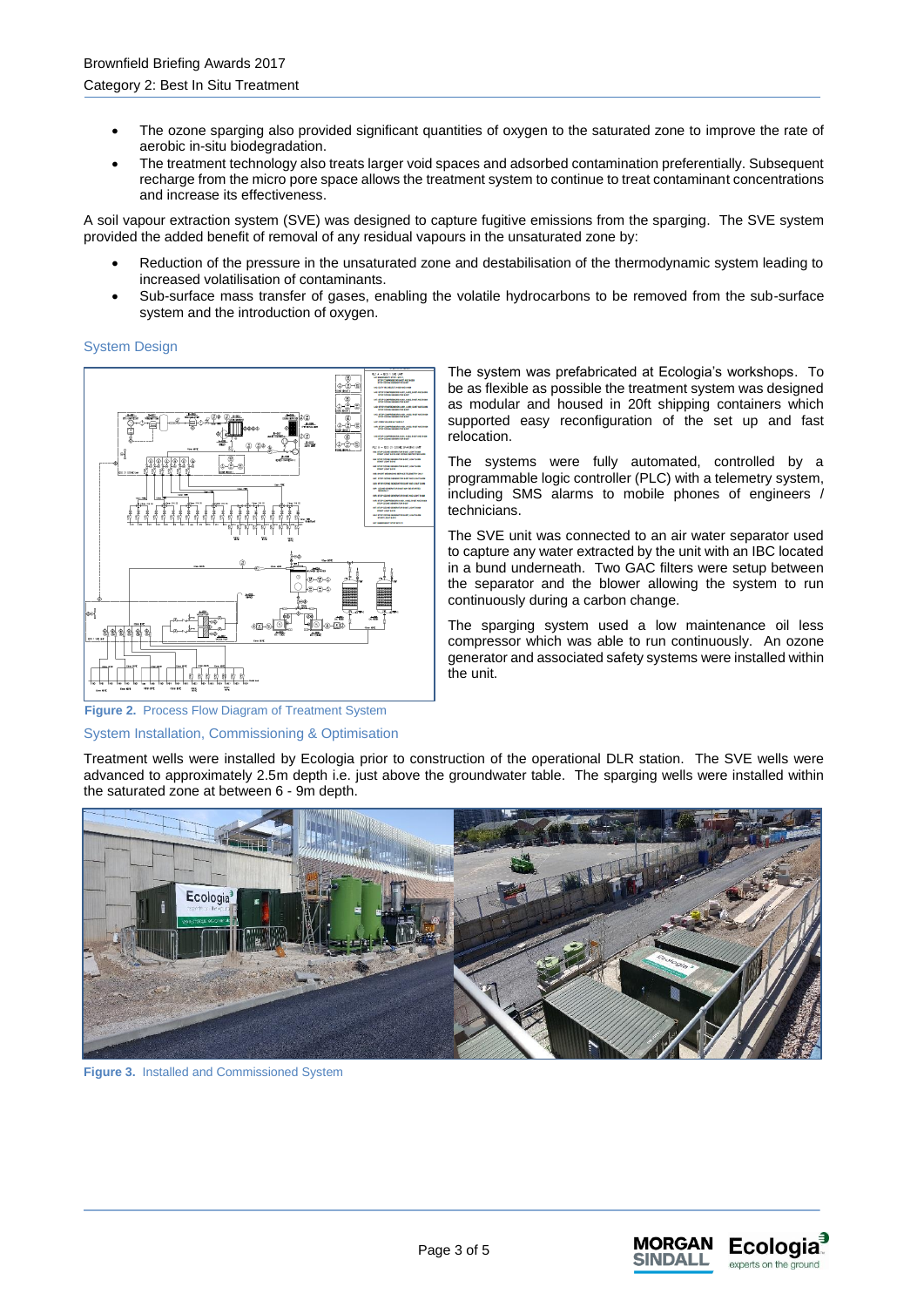- The ozone sparging also provided significant quantities of oxygen to the saturated zone to improve the rate of aerobic in-situ biodegradation.
- The treatment technology also treats larger void spaces and adsorbed contamination preferentially. Subsequent recharge from the micro pore space allows the treatment system to continue to treat contaminant concentrations and increase its effectiveness.

A soil vapour extraction system (SVE) was designed to capture fugitive emissions from the sparging. The SVE system provided the added benefit of removal of any residual vapours in the unsaturated zone by:

- Reduction of the pressure in the unsaturated zone and destabilisation of the thermodynamic system leading to increased volatilisation of contaminants.
- Sub-surface mass transfer of gases, enabling the volatile hydrocarbons to be removed from the sub-surface system and the introduction of oxygen.

## System Design

The system was prefabricated at Ecologia's workshops. To be as flexible as possible the treatment system was designed as modular and housed in 20ft shipping containers which supported easy reconfiguration of the set up and fast relocation.

The systems were fully automated, controlled by a programmable logic controller (PLC) with a telemetry system, including SMS alarms to mobile phones of engineers / technicians.

The SVE unit was connected to an air water separator used to capture any water extracted by the unit with an IBC located in a bund underneath. Two GAC filters were setup between the separator and the blower allowing the system to run continuously during a carbon change.

The sparging system used a low maintenance oil less compressor which was able to run continuously. An ozone generator and associated safety systems were installed within the unit.

**Figure 2.** Process Flow Diagram of Treatment System

## System Installation, Commissioning & Optimisation

Treatment wells were installed by Ecologia prior to construction of the operational DLR station. The SVE wells were advanced to approximately 2.5m depth i.e. just above the groundwater table. The sparging wells were installed within the saturated zone at between 6 - 9m depth.

**Figure 3.** Installed and Commissioned System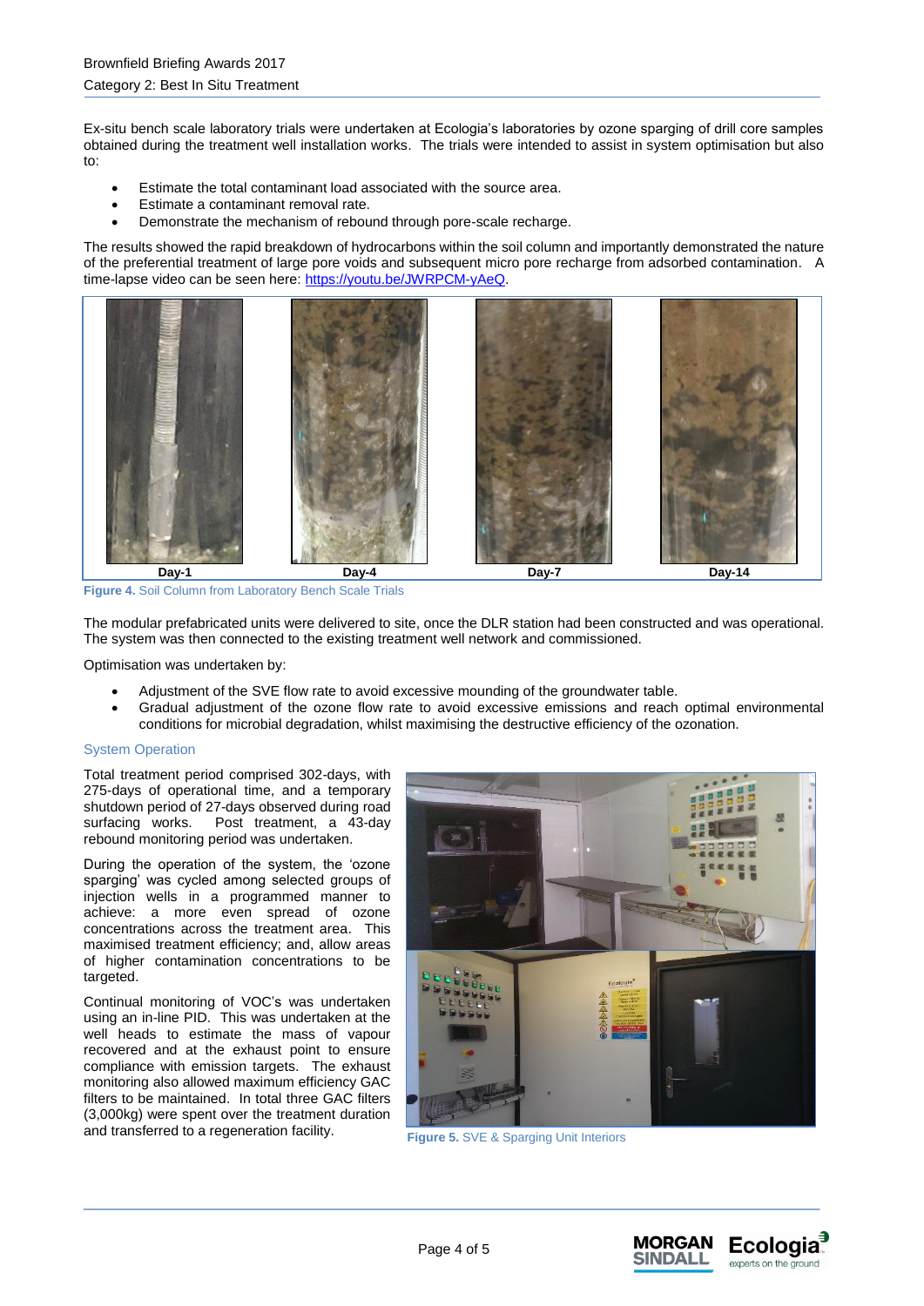Ex-situ bench scale laboratory trials were undertaken at Ecologia's laboratories by ozone sparging of drill core samples obtained during the treatment well installation works. The trials were intended to assist in system optimisation but also to:

- Estimate the total contaminant load associated with the source area.
- Estimate a contaminant removal rate.
- Demonstrate the mechanism of rebound through pore-scale recharge.

The results showed the rapid breakdown of hydrocarbons within the soil column and importantly demonstrated the nature of the preferential treatment of large pore voids and subsequent micro pore recharge from adsorbed contamination. A time-lapse video can be seen here: https://youtu.be/JWRPCM-yAeQ.

Day-1 | Day-4 | Day-7 | Day-14

**Figure 4.** Soil Column from Laboratory Bench Scale Trials

The modular prefabricated units were delivered to site, once the DLR station had been constructed and was operational. The system was then connected to the existing treatment well network and commissioned.

Optimisation was undertaken by:

- Adjustment of the SVE flow rate to avoid excessive mounding of the groundwater table.
- Gradual adjustment of the ozone flow rate to avoid excessive emissions and reach optimal environmental conditions for microbial degradation, whilst maximising the destructive efficiency of the ozonation.

### System Operation

Total treatment period comprised 302-days, with 275-days of operational time, and a temporary shutdown period of 27-days observed during road surfacing works. Post treatment, a 43-day rebound monitoring period was undertaken.

During the operation of the system, the 'ozone sparging' was cycled among selected groups of injection wells in a programmed manner to achieve: a more even spread of ozone concentrations across the treatment area. This maximised treatment efficiency; and, allow areas of higher contamination concentrations to be targeted.

Continual monitoring of VOC's was undertaken using an in-line PID. This was undertaken at the well heads to estimate the mass of vapour recovered and at the exhaust point to ensure compliance with emission targets. The exhaust monitoring also allowed maximum efficiency GAC filters to be maintained. In total three GAC filters (3,000kg) were spent over the treatment duration and transferred to a regeneration facility.

**Figure 5.** SVE & Sparging Unit Interiors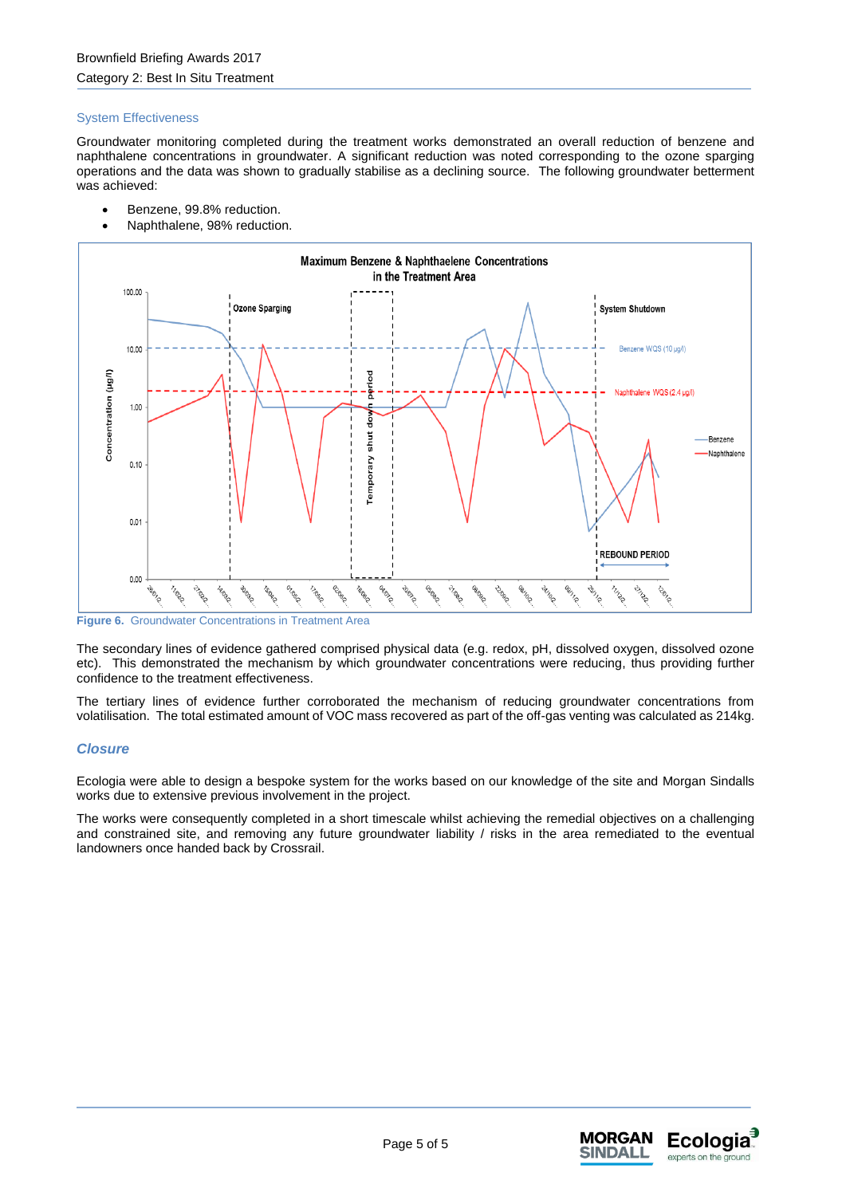### System Effectiveness

Groundwater monitoring completed during the treatment works demonstrated an overall reduction of benzene and naphthalene concentrations in groundwater. A significant reduction was noted corresponding to the ozone sparging operations and the data was shown to gradually stabilise as a declining source. The following groundwater betterment was achieved:

- Benzene, 99.8% reduction.
- Naphthalene, 98% reduction.

Maximum Benzene & Naphthaelene Concentrations in the Treatment Area

Concentration (µg/l)

100.00
10.00
1.00
0.10
0.01
0.00

Ozone Sparging
Temporary shut down period
System Shutdown
Benzene WQS (10 µg/l)
Naphthalene WQS (2.4 µg/l)
REBOUND PERIOD

Benzene
Naphthalene

**Figure 6.** Groundwater Concentrations in Treatment Area

The secondary lines of evidence gathered comprised physical data (e.g. redox, pH, dissolved oxygen, dissolved ozone etc). This demonstrated the mechanism by which groundwater concentrations were reducing, thus providing further confidence to the treatment effectiveness.

The tertiary lines of evidence further corroborated the mechanism of reducing groundwater concentrations from volatilisation. The total estimated amount of VOC mass recovered as part of the off-gas venting was calculated as 214kg.

## *Closure*

Ecologia were able to design a bespoke system for the works based on our knowledge of the site and Morgan Sindalls works due to extensive previous involvement in the project.

The works were consequently completed in a short timescale whilst achieving the remedial objectives on a challenging and constrained site, and removing any future groundwater liability / risks in the area remediated to the eventual landowners once handed back by Crossrail.